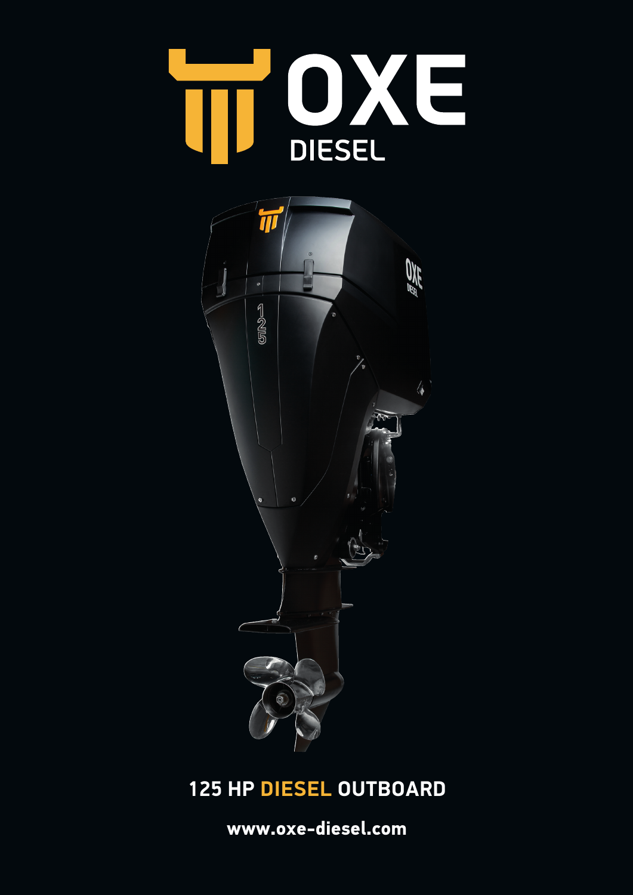# OXE DIESEL

## 125 HP DIESEL OUTBOARD

**www.oxe-diesel.com**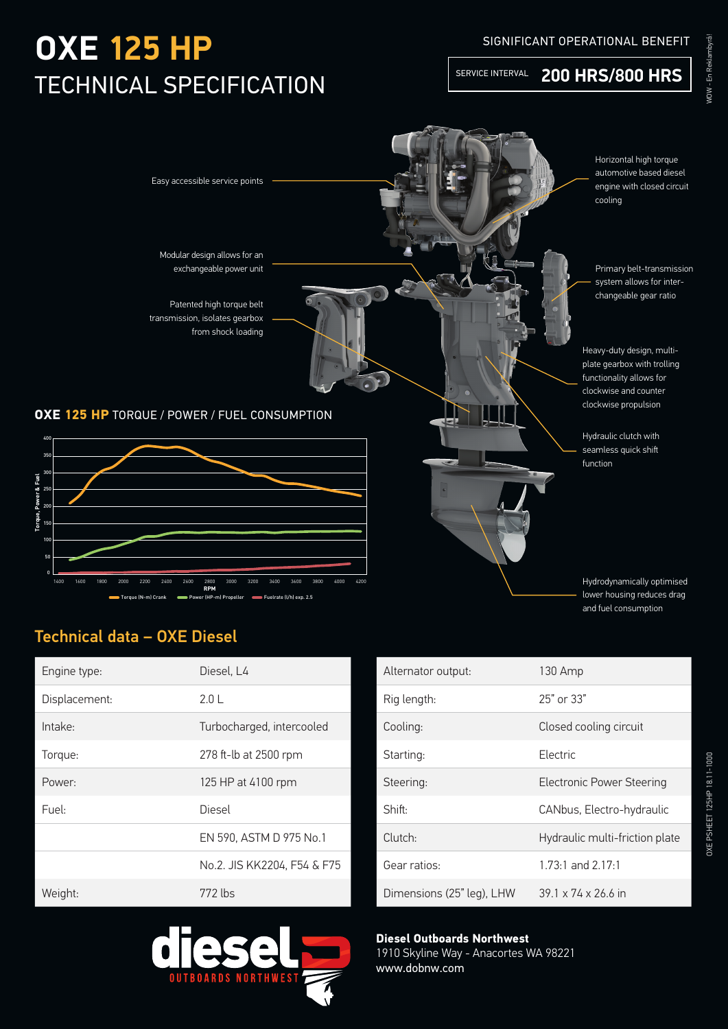# OXE 125 HP TECHNICAL SPECIFICATION

SIGNIFICANT OPERATIONAL BENEFIT

SERVICE INTERVAL **200 HRS/800 HRS**

Easy accessible service points

Modular design allows for an exchangeable power unit

Patented high torque belt transmission, isolates gearbox from shock loading

Horizontal high torque automotive based diesel engine with closed circuit cooling

Primary belt-transmission system allows for inter-changeable gear ratio

Heavy-duty design, multi-plate gearbox with trolling functionality allows for clockwise and counter clockwise propulsion

Hydraulic clutch with seamless quick shift function

Hydrodynamically optimised lower housing reduces drag and fuel consumption

## OXE 125 HP TORQUE / POWER / FUEL CONSUMPTION

Torque, Power & Fuel

400
350
300
250
200
150
100
50
0

1400 1600 1800 2000 2200 2400 2600 2800 3000 3200 3400 3600 3800 4000 4200

RPM

Torque (N-m) Crank
Power (HP-m) Propeller
Fuelrate (l/h) exp. 2.5

## Technical data – OXE Diesel

| | |
|---|---|
| Engine type: | Diesel, L4 |
| Displacement: | 2.0 L |
| Intake: | Turbocharged, intercooled |
| Torque: | 278 ft-lb at 2500 rpm |
| Power: | 125 HP at 4100 rpm |
| Fuel: | Diesel |
| | EN 590, ASTM D 975 No.1 |
| | No.2. JIS KK2204, F54 & F75 |
| Weight: | 772 lbs |

| | |
|---|---|
| Alternator output: | 130 Amp |
| Rig length: | 25" or 33" |
| Cooling: | Closed cooling circuit |
| Starting: | Electric |
| Steering: | Electronic Power Steering |
| Shift: | CANbus, Electro-hydraulic |
| Clutch: | Hydraulic multi-friction plate |
| Gear ratios: | 1.73:1 and 2.17:1 |
| Dimensions (25" leg), LHW | 39.1 x 74 x 26.6 in |

diesel OUTBOARDS NORTHWEST

**Diesel Outboards Northwest**
1910 Skyline Way - Anacortes WA 98221
www.dobnw.com

OXE PSHEET 125HP 18.11-1000

WOW - En Reklambyrå!